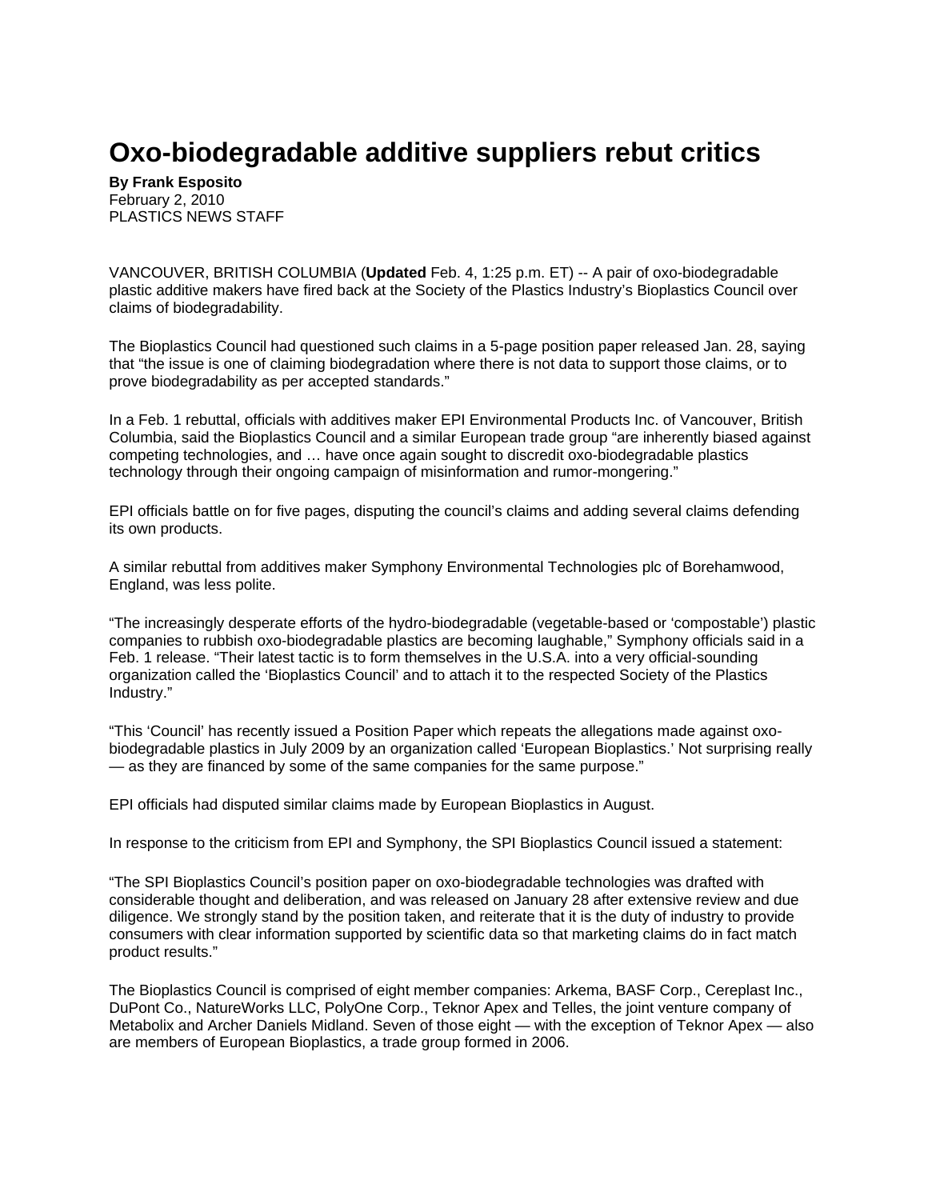# Oxo-biodegradable additive suppliers rebut critics

**By Frank Esposito**
February 2, 2010
PLASTICS NEWS STAFF

VANCOUVER, BRITISH COLUMBIA (**Updated** Feb. 4, 1:25 p.m. ET) -- A pair of oxo-biodegradable plastic additive makers have fired back at the Society of the Plastics Industry's Bioplastics Council over claims of biodegradability.

The Bioplastics Council had questioned such claims in a 5-page position paper released Jan. 28, saying that "the issue is one of claiming biodegradation where there is not data to support those claims, or to prove biodegradability as per accepted standards."

In a Feb. 1 rebuttal, officials with additives maker EPI Environmental Products Inc. of Vancouver, British Columbia, said the Bioplastics Council and a similar European trade group "are inherently biased against competing technologies, and … have once again sought to discredit oxo-biodegradable plastics technology through their ongoing campaign of misinformation and rumor-mongering."

EPI officials battle on for five pages, disputing the council's claims and adding several claims defending its own products.

A similar rebuttal from additives maker Symphony Environmental Technologies plc of Borehamwood, England, was less polite.

"The increasingly desperate efforts of the hydro-biodegradable (vegetable-based or 'compostable') plastic companies to rubbish oxo-biodegradable plastics are becoming laughable," Symphony officials said in a Feb. 1 release. "Their latest tactic is to form themselves in the U.S.A. into a very official-sounding organization called the 'Bioplastics Council' and to attach it to the respected Society of the Plastics Industry."

"This 'Council' has recently issued a Position Paper which repeats the allegations made against oxo-biodegradable plastics in July 2009 by an organization called 'European Bioplastics.' Not surprising really — as they are financed by some of the same companies for the same purpose."

EPI officials had disputed similar claims made by European Bioplastics in August.

In response to the criticism from EPI and Symphony, the SPI Bioplastics Council issued a statement:

"The SPI Bioplastics Council's position paper on oxo-biodegradable technologies was drafted with considerable thought and deliberation, and was released on January 28 after extensive review and due diligence. We strongly stand by the position taken, and reiterate that it is the duty of industry to provide consumers with clear information supported by scientific data so that marketing claims do in fact match product results."

The Bioplastics Council is comprised of eight member companies: Arkema, BASF Corp., Cereplast Inc., DuPont Co., NatureWorks LLC, PolyOne Corp., Teknor Apex and Telles, the joint venture company of Metabolix and Archer Daniels Midland. Seven of those eight — with the exception of Teknor Apex — also are members of European Bioplastics, a trade group formed in 2006.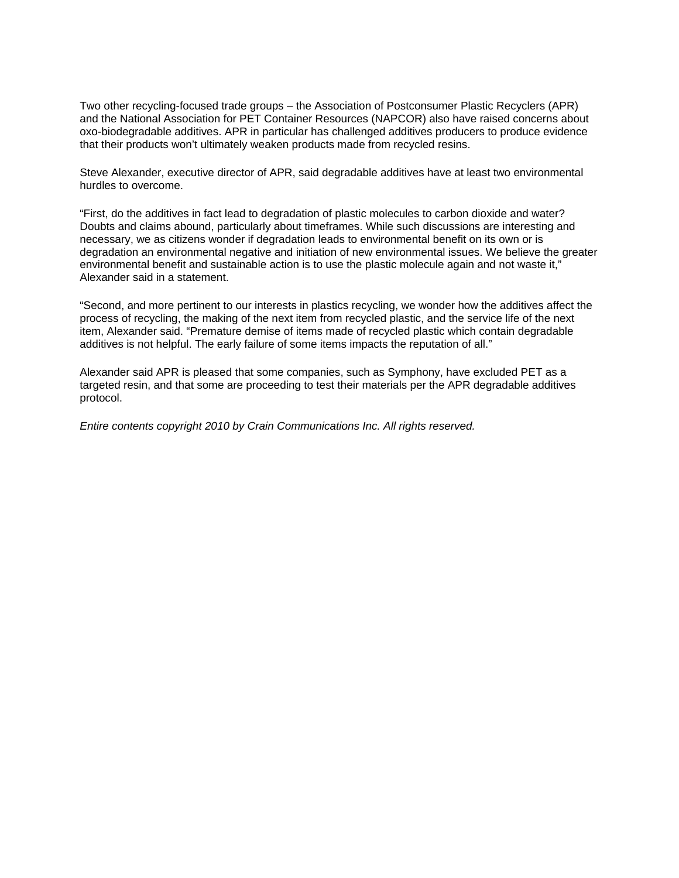Two other recycling-focused trade groups – the Association of Postconsumer Plastic Recyclers (APR) and the National Association for PET Container Resources (NAPCOR) also have raised concerns about oxo-biodegradable additives. APR in particular has challenged additives producers to produce evidence that their products won't ultimately weaken products made from recycled resins.

Steve Alexander, executive director of APR, said degradable additives have at least two environmental hurdles to overcome.

"First, do the additives in fact lead to degradation of plastic molecules to carbon dioxide and water? Doubts and claims abound, particularly about timeframes. While such discussions are interesting and necessary, we as citizens wonder if degradation leads to environmental benefit on its own or is degradation an environmental negative and initiation of new environmental issues. We believe the greater environmental benefit and sustainable action is to use the plastic molecule again and not waste it," Alexander said in a statement.

"Second, and more pertinent to our interests in plastics recycling, we wonder how the additives affect the process of recycling, the making of the next item from recycled plastic, and the service life of the next item, Alexander said. "Premature demise of items made of recycled plastic which contain degradable additives is not helpful. The early failure of some items impacts the reputation of all."

Alexander said APR is pleased that some companies, such as Symphony, have excluded PET as a targeted resin, and that some are proceeding to test their materials per the APR degradable additives protocol.

*Entire contents copyright 2010 by Crain Communications Inc. All rights reserved.*